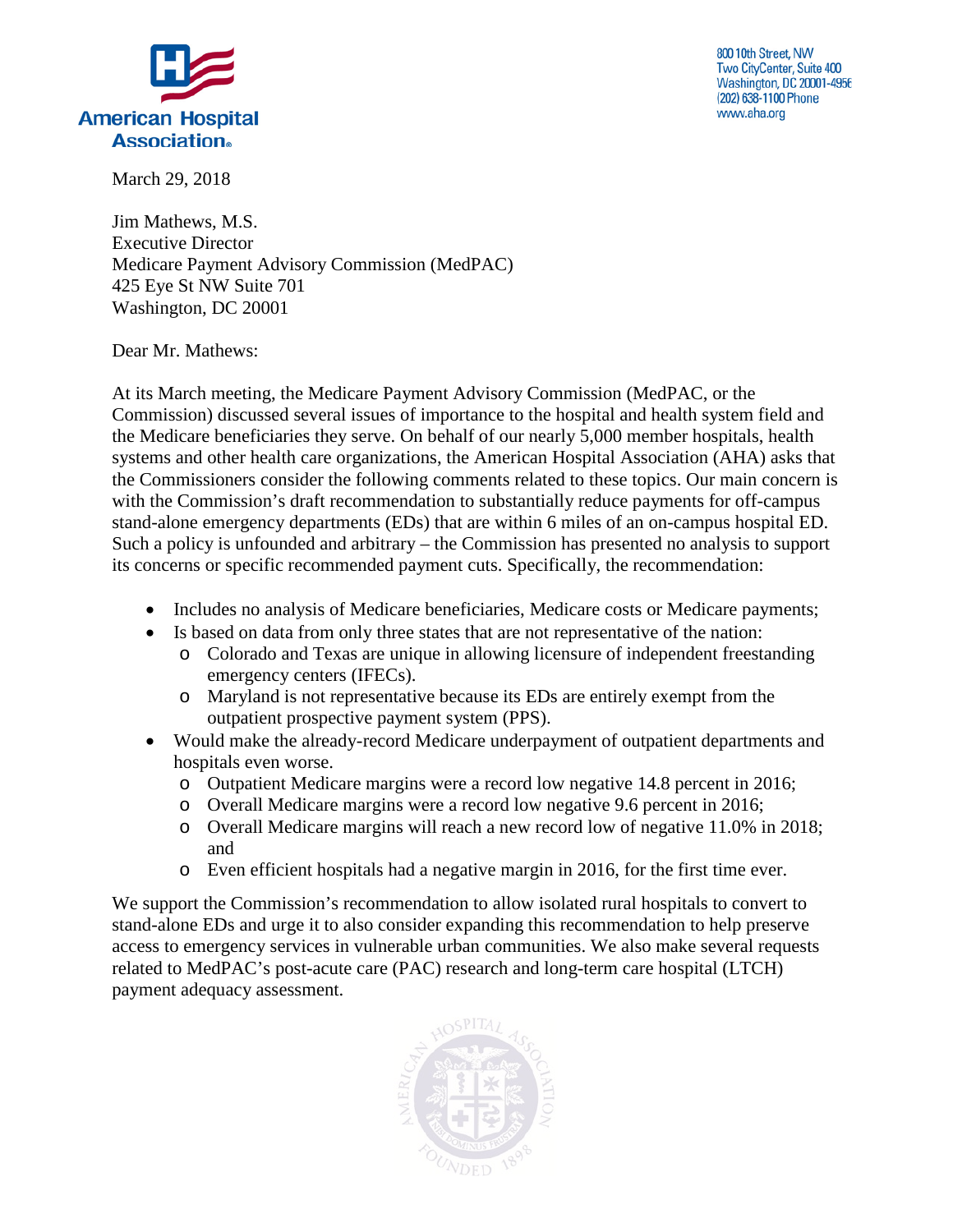American Hospital Association

800 10th Street, NW
Two CityCenter, Suite 400
Washington, DC 20001-4956
(202) 638-1100 Phone
www.aha.org

March 29, 2018

Jim Mathews, M.S.
Executive Director
Medicare Payment Advisory Commission (MedPAC)
425 Eye St NW Suite 701
Washington, DC 20001

Dear Mr. Mathews:

At its March meeting, the Medicare Payment Advisory Commission (MedPAC, or the Commission) discussed several issues of importance to the hospital and health system field and the Medicare beneficiaries they serve. On behalf of our nearly 5,000 member hospitals, health systems and other health care organizations, the American Hospital Association (AHA) asks that the Commissioners consider the following comments related to these topics. Our main concern is with the Commission's draft recommendation to substantially reduce payments for off-campus stand-alone emergency departments (EDs) that are within 6 miles of an on-campus hospital ED. Such a policy is unfounded and arbitrary – the Commission has presented no analysis to support its concerns or specific recommended payment cuts. Specifically, the recommendation:

- Includes no analysis of Medicare beneficiaries, Medicare costs or Medicare payments;
- Is based on data from only three states that are not representative of the nation:
  - Colorado and Texas are unique in allowing licensure of independent freestanding emergency centers (IFECs).
  - Maryland is not representative because its EDs are entirely exempt from the outpatient prospective payment system (PPS).
- Would make the already-record Medicare underpayment of outpatient departments and hospitals even worse.
  - Outpatient Medicare margins were a record low negative 14.8 percent in 2016;
  - Overall Medicare margins were a record low negative 9.6 percent in 2016;
  - Overall Medicare margins will reach a new record low of negative 11.0% in 2018; and
  - Even efficient hospitals had a negative margin in 2016, for the first time ever.

We support the Commission's recommendation to allow isolated rural hospitals to convert to stand-alone EDs and urge it to also consider expanding this recommendation to help preserve access to emergency services in vulnerable urban communities. We also make several requests related to MedPAC's post-acute care (PAC) research and long-term care hospital (LTCH) payment adequacy assessment.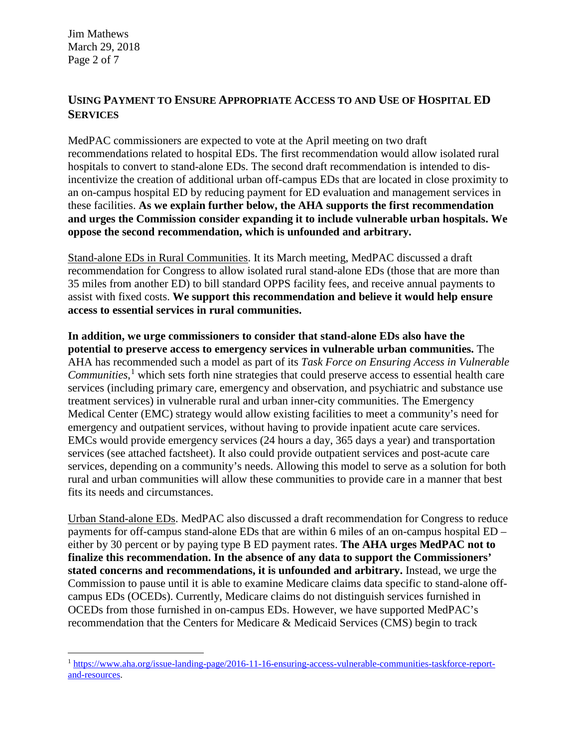## USING PAYMENT TO ENSURE APPROPRIATE ACCESS TO AND USE OF HOSPITAL ED SERVICES

MedPAC commissioners are expected to vote at the April meeting on two draft recommendations related to hospital EDs. The first recommendation would allow isolated rural hospitals to convert to stand-alone EDs. The second draft recommendation is intended to dis-incentivize the creation of additional urban off-campus EDs that are located in close proximity to an on-campus hospital ED by reducing payment for ED evaluation and management services in these facilities. **As we explain further below, the AHA supports the first recommendation and urges the Commission consider expanding it to include vulnerable urban hospitals. We oppose the second recommendation, which is unfounded and arbitrary.**

Stand-alone EDs in Rural Communities. It its March meeting, MedPAC discussed a draft recommendation for Congress to allow isolated rural stand-alone EDs (those that are more than 35 miles from another ED) to bill standard OPPS facility fees, and receive annual payments to assist with fixed costs. **We support this recommendation and believe it would help ensure access to essential services in rural communities.**

**In addition, we urge commissioners to consider that stand-alone EDs also have the potential to preserve access to emergency services in vulnerable urban communities.** The AHA has recommended such a model as part of its *Task Force on Ensuring Access in Vulnerable Communities*,[1] which sets forth nine strategies that could preserve access to essential health care services (including primary care, emergency and observation, and psychiatric and substance use treatment services) in vulnerable rural and urban inner-city communities. The Emergency Medical Center (EMC) strategy would allow existing facilities to meet a community's need for emergency and outpatient services, without having to provide inpatient acute care services. EMCs would provide emergency services (24 hours a day, 365 days a year) and transportation services (see attached factsheet). It also could provide outpatient services and post-acute care services, depending on a community's needs. Allowing this model to serve as a solution for both rural and urban communities will allow these communities to provide care in a manner that best fits its needs and circumstances.

Urban Stand-alone EDs. MedPAC also discussed a draft recommendation for Congress to reduce payments for off-campus stand-alone EDs that are within 6 miles of an on-campus hospital ED – either by 30 percent or by paying type B ED payment rates. **The AHA urges MedPAC not to finalize this recommendation. In the absence of any data to support the Commissioners' stated concerns and recommendations, it is unfounded and arbitrary.** Instead, we urge the Commission to pause until it is able to examine Medicare claims data specific to stand-alone off-campus EDs (OCEDs). Currently, Medicare claims do not distinguish services furnished in OCEDs from those furnished in on-campus EDs. However, we have supported MedPAC's recommendation that the Centers for Medicare & Medicaid Services (CMS) begin to track

[1] https://www.aha.org/issue-landing-page/2016-11-16-ensuring-access-vulnerable-communities-taskforce-report-and-resources.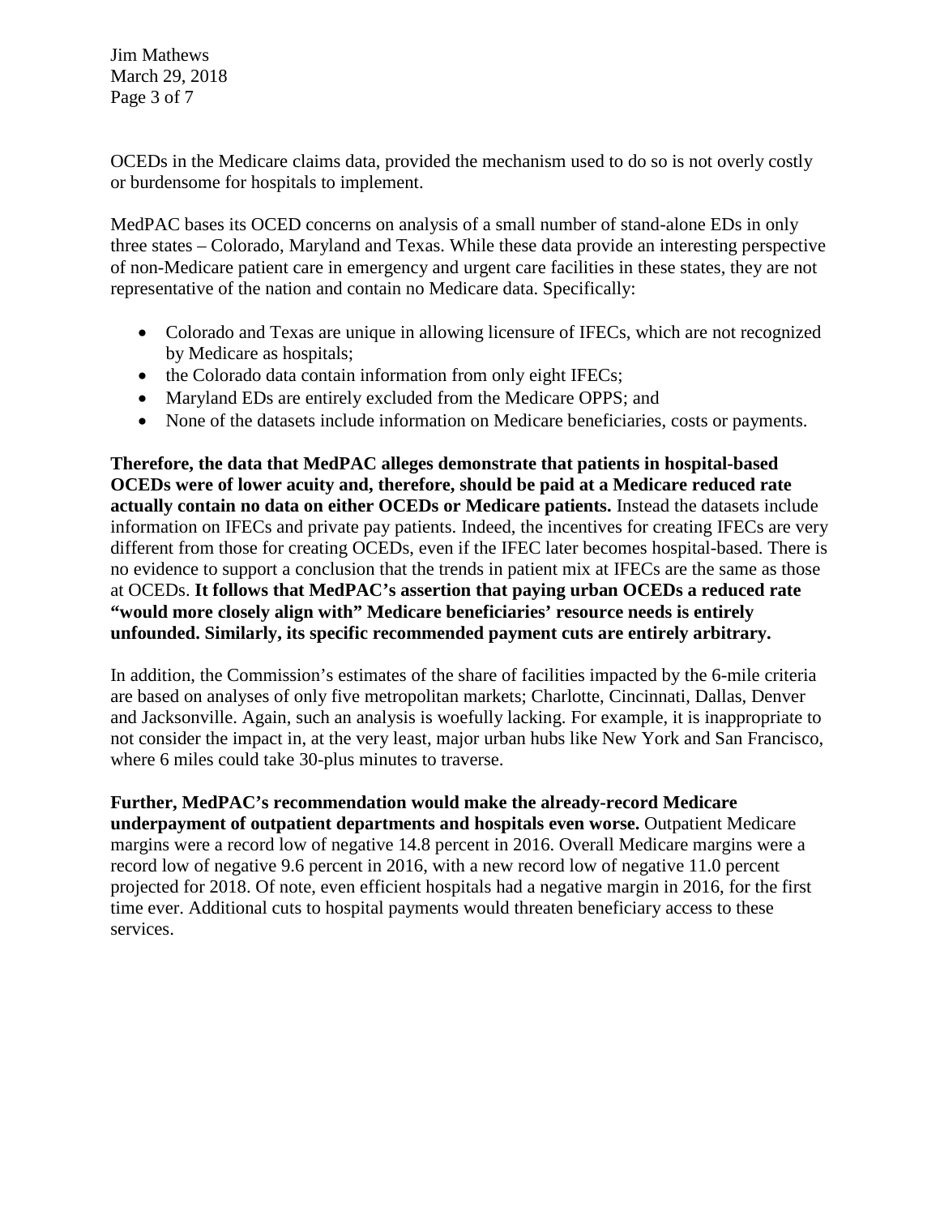OCEDs in the Medicare claims data, provided the mechanism used to do so is not overly costly or burdensome for hospitals to implement.

MedPAC bases its OCED concerns on analysis of a small number of stand-alone EDs in only three states – Colorado, Maryland and Texas. While these data provide an interesting perspective of non-Medicare patient care in emergency and urgent care facilities in these states, they are not representative of the nation and contain no Medicare data. Specifically:

- Colorado and Texas are unique in allowing licensure of IFECs, which are not recognized by Medicare as hospitals;
- the Colorado data contain information from only eight IFECs;
- Maryland EDs are entirely excluded from the Medicare OPPS; and
- None of the datasets include information on Medicare beneficiaries, costs or payments.

**Therefore, the data that MedPAC alleges demonstrate that patients in hospital-based OCEDs were of lower acuity and, therefore, should be paid at a Medicare reduced rate actually contain no data on either OCEDs or Medicare patients.** Instead the datasets include information on IFECs and private pay patients. Indeed, the incentives for creating IFECs are very different from those for creating OCEDs, even if the IFEC later becomes hospital-based. There is no evidence to support a conclusion that the trends in patient mix at IFECs are the same as those at OCEDs. **It follows that MedPAC's assertion that paying urban OCEDs a reduced rate "would more closely align with" Medicare beneficiaries' resource needs is entirely unfounded. Similarly, its specific recommended payment cuts are entirely arbitrary.**

In addition, the Commission's estimates of the share of facilities impacted by the 6-mile criteria are based on analyses of only five metropolitan markets; Charlotte, Cincinnati, Dallas, Denver and Jacksonville. Again, such an analysis is woefully lacking. For example, it is inappropriate to not consider the impact in, at the very least, major urban hubs like New York and San Francisco, where 6 miles could take 30-plus minutes to traverse.

**Further, MedPAC's recommendation would make the already-record Medicare underpayment of outpatient departments and hospitals even worse.** Outpatient Medicare margins were a record low of negative 14.8 percent in 2016. Overall Medicare margins were a record low of negative 9.6 percent in 2016, with a new record low of negative 11.0 percent projected for 2018. Of note, even efficient hospitals had a negative margin in 2016, for the first time ever. Additional cuts to hospital payments would threaten beneficiary access to these services.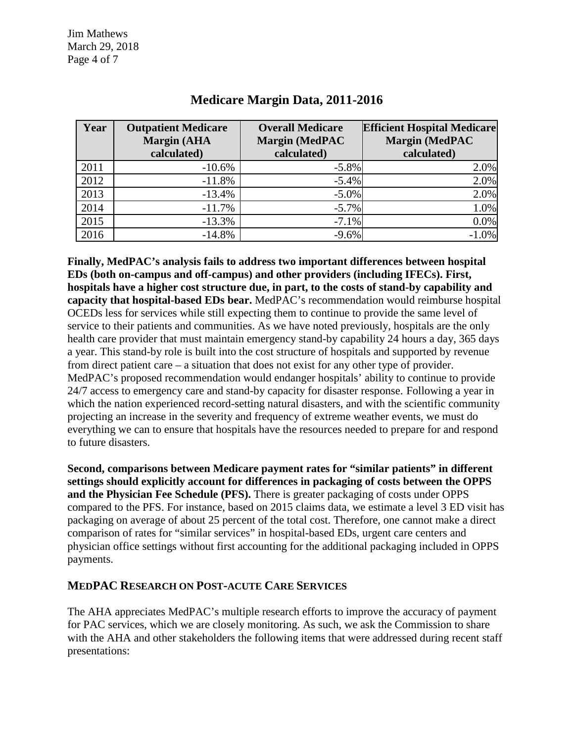## Medicare Margin Data, 2011-2016

| Year | Outpatient Medicare Margin (AHA calculated) | Overall Medicare Margin (MedPAC calculated) | Efficient Hospital Medicare Margin (MedPAC calculated) |
|---|---|---|---|
| 2011 | -10.6% | -5.8% | 2.0% |
| 2012 | -11.8% | -5.4% | 2.0% |
| 2013 | -13.4% | -5.0% | 2.0% |
| 2014 | -11.7% | -5.7% | 1.0% |
| 2015 | -13.3% | -7.1% | 0.0% |
| 2016 | -14.8% | -9.6% | -1.0% |

**Finally, MedPAC's analysis fails to address two important differences between hospital EDs (both on-campus and off-campus) and other providers (including IFECs). First, hospitals have a higher cost structure due, in part, to the costs of stand-by capability and capacity that hospital-based EDs bear.** MedPAC's recommendation would reimburse hospital OCEDs less for services while still expecting them to continue to provide the same level of service to their patients and communities. As we have noted previously, hospitals are the only health care provider that must maintain emergency stand-by capability 24 hours a day, 365 days a year. This stand-by role is built into the cost structure of hospitals and supported by revenue from direct patient care – a situation that does not exist for any other type of provider. MedPAC's proposed recommendation would endanger hospitals' ability to continue to provide 24/7 access to emergency care and stand-by capacity for disaster response. Following a year in which the nation experienced record-setting natural disasters, and with the scientific community projecting an increase in the severity and frequency of extreme weather events, we must do everything we can to ensure that hospitals have the resources needed to prepare for and respond to future disasters.

**Second, comparisons between Medicare payment rates for "similar patients" in different settings should explicitly account for differences in packaging of costs between the OPPS and the Physician Fee Schedule (PFS).** There is greater packaging of costs under OPPS compared to the PFS. For instance, based on 2015 claims data, we estimate a level 3 ED visit has packaging on average of about 25 percent of the total cost. Therefore, one cannot make a direct comparison of rates for "similar services" in hospital-based EDs, urgent care centers and physician office settings without first accounting for the additional packaging included in OPPS payments.

## MEDPAC RESEARCH ON POST-ACUTE CARE SERVICES

The AHA appreciates MedPAC's multiple research efforts to improve the accuracy of payment for PAC services, which we are closely monitoring. As such, we ask the Commission to share with the AHA and other stakeholders the following items that were addressed during recent staff presentations: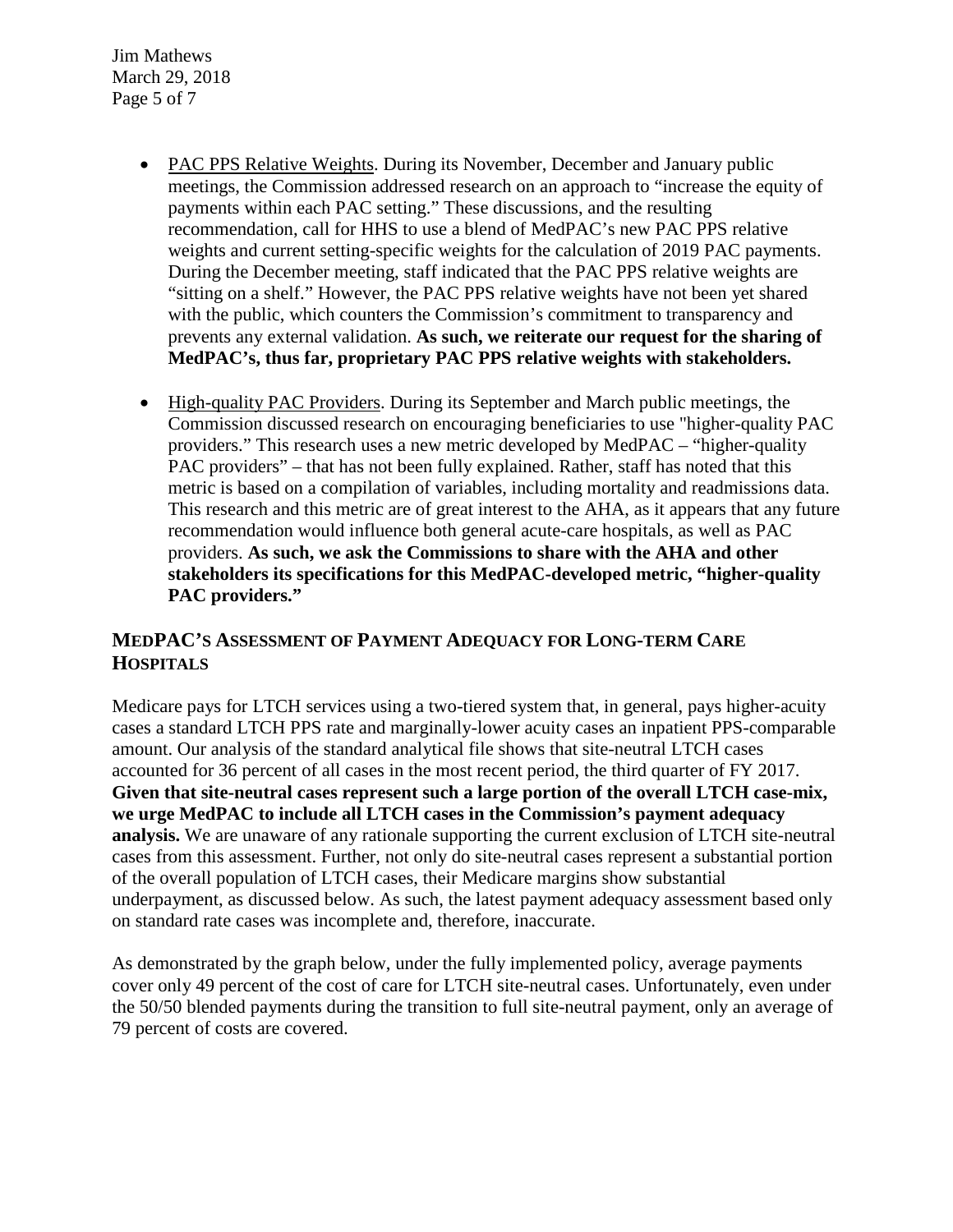- <u>PAC PPS Relative Weights</u>. During its November, December and January public meetings, the Commission addressed research on an approach to "increase the equity of payments within each PAC setting." These discussions, and the resulting recommendation, call for HHS to use a blend of MedPAC's new PAC PPS relative weights and current setting-specific weights for the calculation of 2019 PAC payments. During the December meeting, staff indicated that the PAC PPS relative weights are "sitting on a shelf." However, the PAC PPS relative weights have not been yet shared with the public, which counters the Commission's commitment to transparency and prevents any external validation. **As such, we reiterate our request for the sharing of MedPAC's, thus far, proprietary PAC PPS relative weights with stakeholders.**

- <u>High-quality PAC Providers</u>. During its September and March public meetings, the Commission discussed research on encouraging beneficiaries to use "higher-quality PAC providers." This research uses a new metric developed by MedPAC – "higher-quality PAC providers" – that has not been fully explained. Rather, staff has noted that this metric is based on a compilation of variables, including mortality and readmissions data. This research and this metric are of great interest to the AHA, as it appears that any future recommendation would influence both general acute-care hospitals, as well as PAC providers. **As such, we ask the Commissions to share with the AHA and other stakeholders its specifications for this MedPAC-developed metric, "higher-quality PAC providers."**

## MEDPAC'S ASSESSMENT OF PAYMENT ADEQUACY FOR LONG-TERM CARE HOSPITALS

Medicare pays for LTCH services using a two-tiered system that, in general, pays higher-acuity cases a standard LTCH PPS rate and marginally-lower acuity cases an inpatient PPS-comparable amount. Our analysis of the standard analytical file shows that site-neutral LTCH cases accounted for 36 percent of all cases in the most recent period, the third quarter of FY 2017. **Given that site-neutral cases represent such a large portion of the overall LTCH case-mix, we urge MedPAC to include all LTCH cases in the Commission's payment adequacy analysis.** We are unaware of any rationale supporting the current exclusion of LTCH site-neutral cases from this assessment. Further, not only do site-neutral cases represent a substantial portion of the overall population of LTCH cases, their Medicare margins show substantial underpayment, as discussed below. As such, the latest payment adequacy assessment based only on standard rate cases was incomplete and, therefore, inaccurate.

As demonstrated by the graph below, under the fully implemented policy, average payments cover only 49 percent of the cost of care for LTCH site-neutral cases. Unfortunately, even under the 50/50 blended payments during the transition to full site-neutral payment, only an average of 79 percent of costs are covered.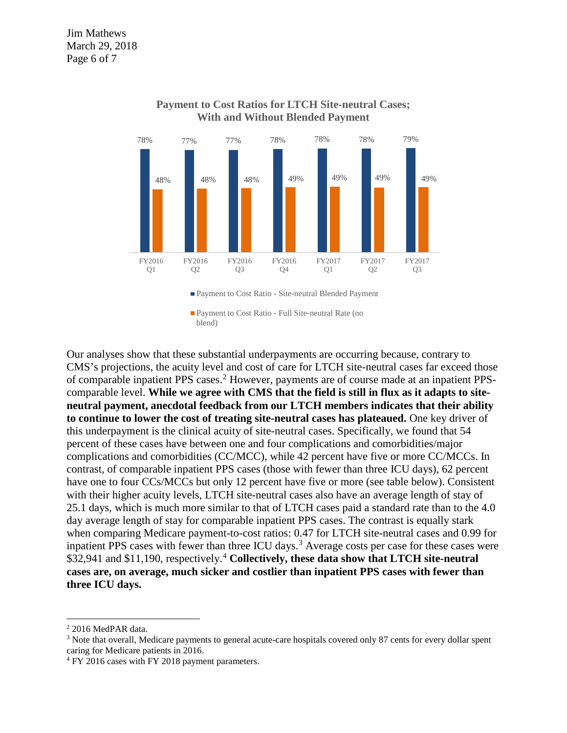**Payment to Cost Ratios for LTCH Site-neutral Cases; With and Without Blended Payment**

| Quarter | Payment to Cost Ratio - Site-neutral Blended Payment | Payment to Cost Ratio - Full Site-neutral Rate (no blend) |
| --- | --- | --- |
| FY2016 Q1 | 78% | 48% |
| FY2016 Q2 | 77% | 48% |
| FY2016 Q3 | 77% | 48% |
| FY2016 Q4 | 78% | 49% |
| FY2017 Q1 | 78% | 49% |
| FY2017 Q2 | 78% | 49% |
| FY2017 Q3 | 79% | 49% |

Our analyses show that these substantial underpayments are occurring because, contrary to CMS's projections, the acuity level and cost of care for LTCH site-neutral cases far exceed those of comparable inpatient PPS cases.[2] However, payments are of course made at an inpatient PPS-comparable level. **While we agree with CMS that the field is still in flux as it adapts to site-neutral payment, anecdotal feedback from our LTCH members indicates that their ability to continue to lower the cost of treating site-neutral cases has plateaued.** One key driver of this underpayment is the clinical acuity of site-neutral cases. Specifically, we found that 54 percent of these cases have between one and four complications and comorbidities/major complications and comorbidities (CC/MCC), while 42 percent have five or more CC/MCCs. In contrast, of comparable inpatient PPS cases (those with fewer than three ICU days), 62 percent have one to four CCs/MCCs but only 12 percent have five or more (see table below). Consistent with their higher acuity levels, LTCH site-neutral cases also have an average length of stay of 25.1 days, which is much more similar to that of LTCH cases paid a standard rate than to the 4.0 day average length of stay for comparable inpatient PPS cases. The contrast is equally stark when comparing Medicare payment-to-cost ratios: 0.47 for LTCH site-neutral cases and 0.99 for inpatient PPS cases with fewer than three ICU days.[3] Average costs per case for these cases were $32,941 and $11,190, respectively.[4] **Collectively, these data show that LTCH site-neutral cases are, on average, much sicker and costlier than inpatient PPS cases with fewer than three ICU days.**

---

[2] 2016 MedPAR data.

[3] Note that overall, Medicare payments to general acute-care hospitals covered only 87 cents for every dollar spent caring for Medicare patients in 2016.

[4] FY 2016 cases with FY 2018 payment parameters.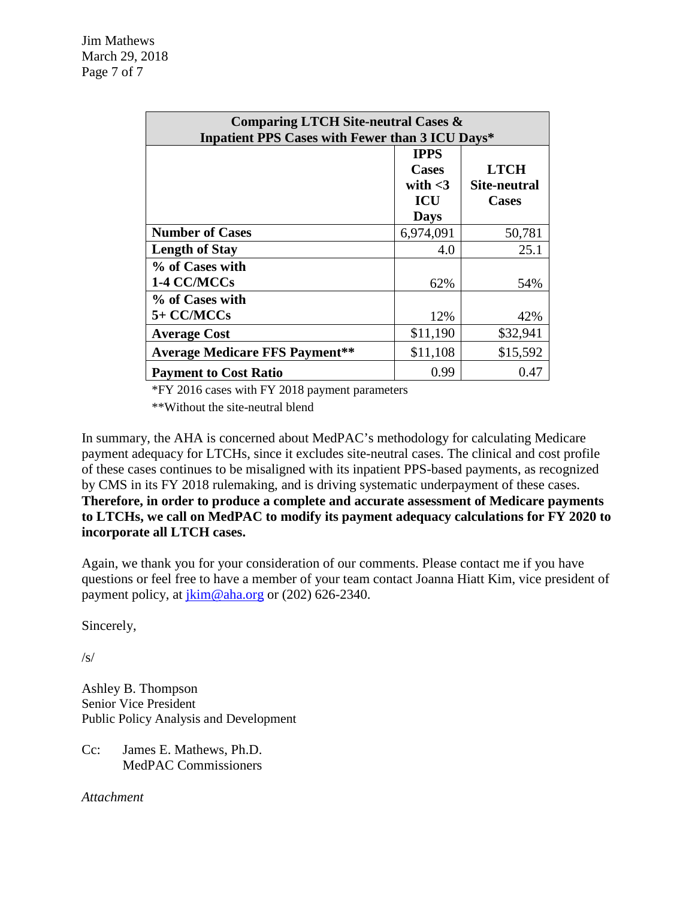| Comparing LTCH Site-neutral Cases & Inpatient PPS Cases with Fewer than 3 ICU Days* | | |
|---|---|---|
| | **IPPS Cases with <3 ICU Days** | **LTCH Site-neutral Cases** |
| **Number of Cases** | 6,974,091 | 50,781 |
| **Length of Stay** | 4.0 | 25.1 |
| **% of Cases with 1-4 CC/MCCs** | 62% | 54% |
| **% of Cases with 5+ CC/MCCs** | 12% | 42% |
| **Average Cost** | $11,190 | $32,941 |
| **Average Medicare FFS Payment**** | $11,108 | $15,592 |
| **Payment to Cost Ratio** | 0.99 | 0.47 |

*FY 2016 cases with FY 2018 payment parameters

**Without the site-neutral blend

In summary, the AHA is concerned about MedPAC's methodology for calculating Medicare payment adequacy for LTCHs, since it excludes site-neutral cases. The clinical and cost profile of these cases continues to be misaligned with its inpatient PPS-based payments, as recognized by CMS in its FY 2018 rulemaking, and is driving systematic underpayment of these cases. **Therefore, in order to produce a complete and accurate assessment of Medicare payments to LTCHs, we call on MedPAC to modify its payment adequacy calculations for FY 2020 to incorporate all LTCH cases.**

Again, we thank you for your consideration of our comments. Please contact me if you have questions or feel free to have a member of your team contact Joanna Hiatt Kim, vice president of payment policy, at jkim@aha.org or (202) 626-2340.

Sincerely,

/s/

Ashley B. Thompson
Senior Vice President
Public Policy Analysis and Development

Cc: James E. Mathews, Ph.D.
MedPAC Commissioners

*Attachment*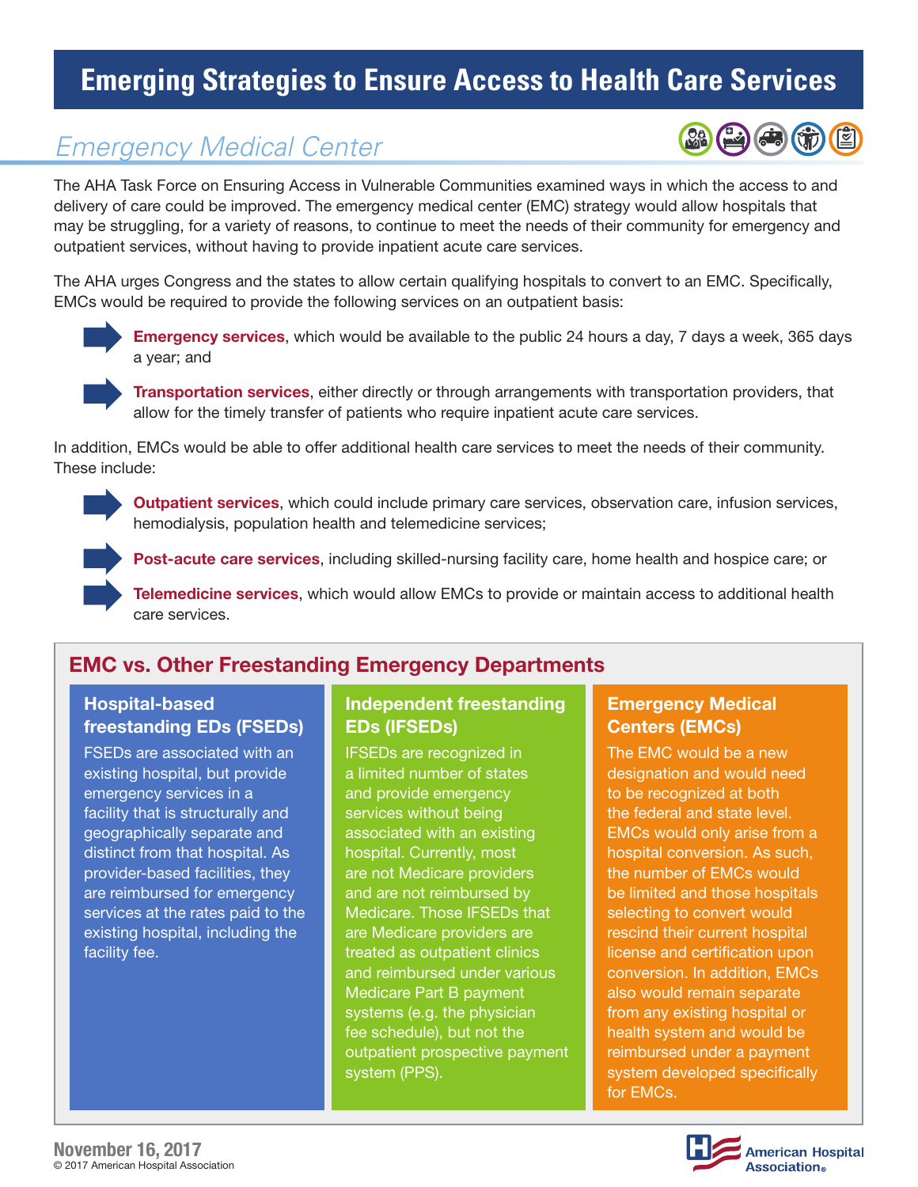# Emerging Strategies to Ensure Access to Health Care Services

## *Emergency Medical Center*

The AHA Task Force on Ensuring Access in Vulnerable Communities examined ways in which the access to and delivery of care could be improved. The emergency medical center (EMC) strategy would allow hospitals that may be struggling, for a variety of reasons, to continue to meet the needs of their community for emergency and outpatient services, without having to provide inpatient acute care services.

The AHA urges Congress and the states to allow certain qualifying hospitals to convert to an EMC. Specifically, EMCs would be required to provide the following services on an outpatient basis:

- **Emergency services**, which would be available to the public 24 hours a day, 7 days a week, 365 days a year; and
- **Transportation services**, either directly or through arrangements with transportation providers, that allow for the timely transfer of patients who require inpatient acute care services.

In addition, EMCs would be able to offer additional health care services to meet the needs of their community. These include:

- **Outpatient services**, which could include primary care services, observation care, infusion services, hemodialysis, population health and telemedicine services;
- **Post-acute care services**, including skilled-nursing facility care, home health and hospice care; or
- **Telemedicine services**, which would allow EMCs to provide or maintain access to additional health care services.

## EMC vs. Other Freestanding Emergency Departments

### Hospital-based freestanding EDs (FSEDs)

FSEDs are associated with an existing hospital, but provide emergency services in a facility that is structurally and geographically separate and distinct from that hospital. As provider-based facilities, they are reimbursed for emergency services at the rates paid to the existing hospital, including the facility fee.

### Independent freestanding EDs (IFSEDs)

IFSEDs are recognized in a limited number of states and provide emergency services without being associated with an existing hospital. Currently, most are not Medicare providers and are not reimbursed by Medicare. Those IFSEDs that are Medicare providers are treated as outpatient clinics and reimbursed under various Medicare Part B payment systems (e.g. the physician fee schedule), but not the outpatient prospective payment system (PPS).

### Emergency Medical Centers (EMCs)

The EMC would be a new designation and would need to be recognized at both the federal and state level. EMCs would only arise from a hospital conversion. As such, the number of EMCs would be limited and those hospitals selecting to convert would rescind their current hospital license and certification upon conversion. In addition, EMCs also would remain separate from any existing hospital or health system and would be reimbursed under a payment system developed specifically for EMCs.

November 16, 2017

© 2017 American Hospital Association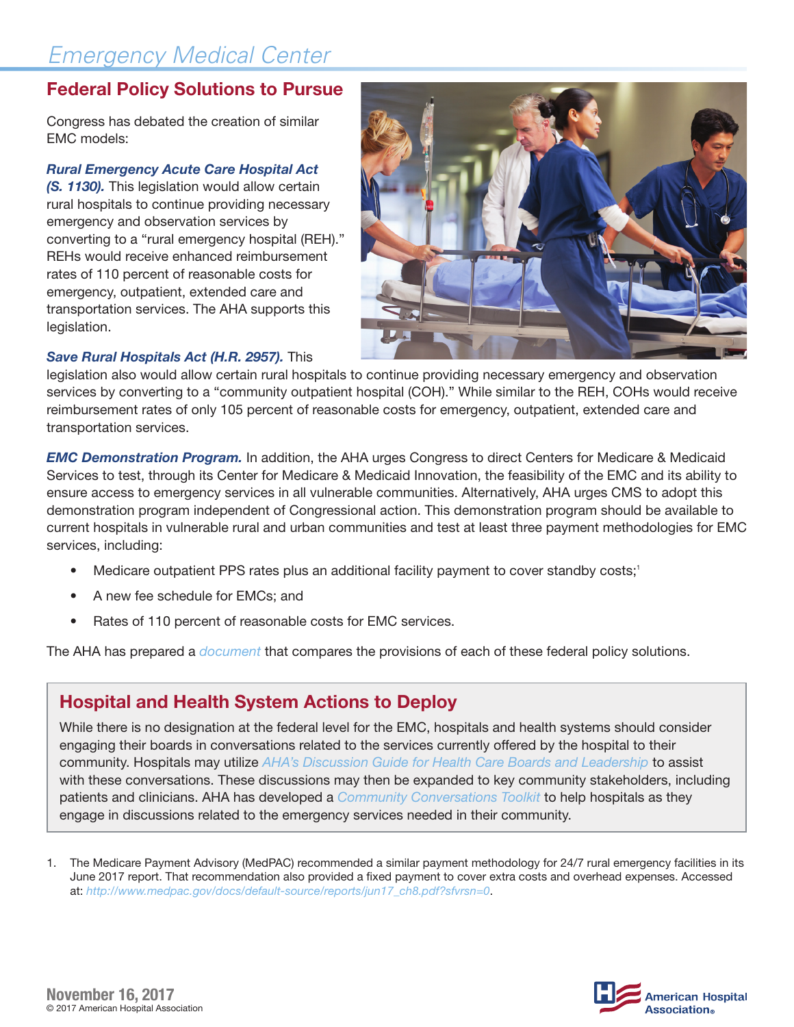## Federal Policy Solutions to Pursue

Congress has debated the creation of similar EMC models:

***Rural Emergency Acute Care Hospital Act (S. 1130).*** This legislation would allow certain rural hospitals to continue providing necessary emergency and observation services by converting to a "rural emergency hospital (REH)." REHs would receive enhanced reimbursement rates of 110 percent of reasonable costs for emergency, outpatient, extended care and transportation services. The AHA supports this legislation.

***Save Rural Hospitals Act (H.R. 2957).*** This legislation also would allow certain rural hospitals to continue providing necessary emergency and observation services by converting to a "community outpatient hospital (COH)." While similar to the REH, COHs would receive reimbursement rates of only 105 percent of reasonable costs for emergency, outpatient, extended care and transportation services.

***EMC Demonstration Program.*** In addition, the AHA urges Congress to direct Centers for Medicare & Medicaid Services to test, through its Center for Medicare & Medicaid Innovation, the feasibility of the EMC and its ability to ensure access to emergency services in all vulnerable communities. Alternatively, AHA urges CMS to adopt this demonstration program independent of Congressional action. This demonstration program should be available to current hospitals in vulnerable rural and urban communities and test at least three payment methodologies for EMC services, including:

- Medicare outpatient PPS rates plus an additional facility payment to cover standby costs;[1]
- A new fee schedule for EMCs; and
- Rates of 110 percent of reasonable costs for EMC services.

The AHA has prepared a *document* that compares the provisions of each of these federal policy solutions.

## Hospital and Health System Actions to Deploy

While there is no designation at the federal level for the EMC, hospitals and health systems should consider engaging their boards in conversations related to the services currently offered by the hospital to their community. Hospitals may utilize *AHA's Discussion Guide for Health Care Boards and Leadership* to assist with these conversations. These discussions may then be expanded to key community stakeholders, including patients and clinicians. AHA has developed a *Community Conversations Toolkit* to help hospitals as they engage in discussions related to the emergency services needed in their community.

1. The Medicare Payment Advisory (MedPAC) recommended a similar payment methodology for 24/7 rural emergency facilities in its June 2017 report. That recommendation also provided a fixed payment to cover extra costs and overhead expenses. Accessed at: http://www.medpac.gov/docs/default-source/reports/jun17_ch8.pdf?sfvrsn=0.

November 16, 2017
© 2017 American Hospital Association